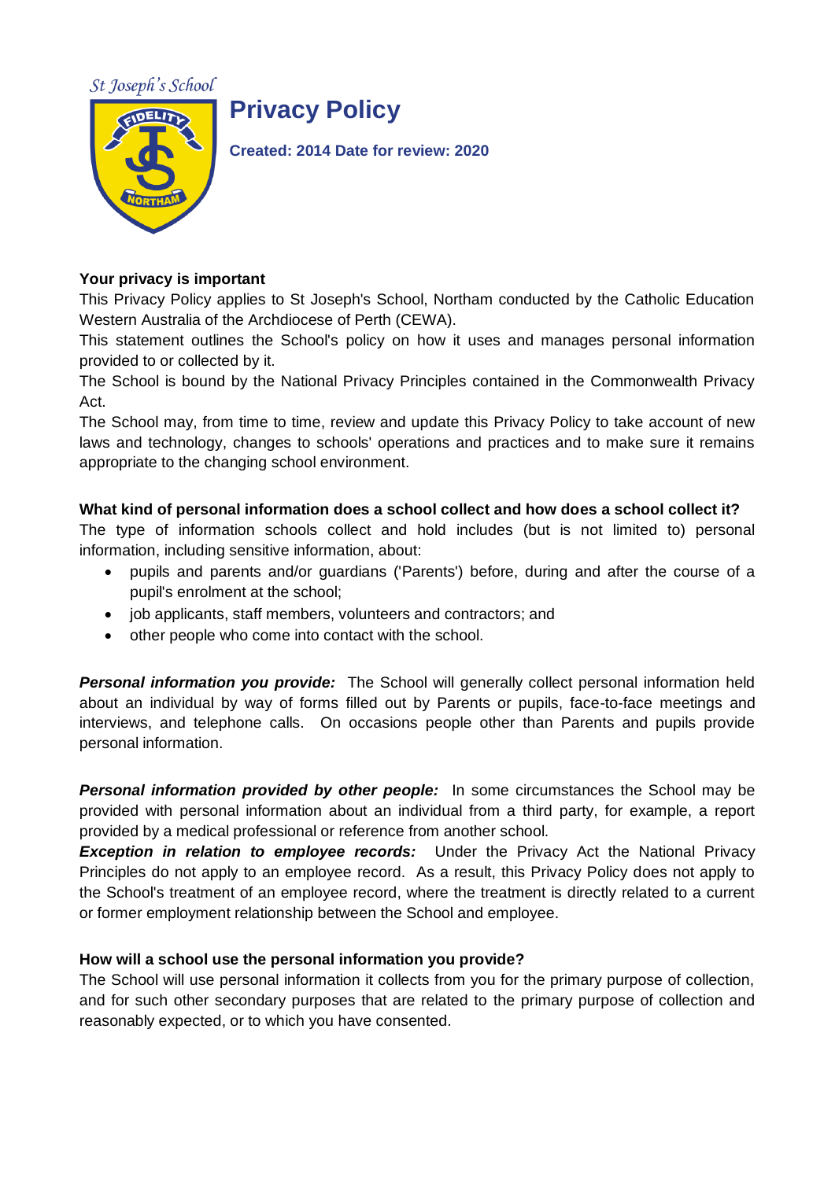St Joseph's School

# Privacy Policy

**Created: 2014 Date for review: 2020**

**Your privacy is important**

This Privacy Policy applies to St Joseph's School, Northam conducted by the Catholic Education Western Australia of the Archdiocese of Perth (CEWA).

This statement outlines the School's policy on how it uses and manages personal information provided to or collected by it.

The School is bound by the National Privacy Principles contained in the Commonwealth Privacy Act.

The School may, from time to time, review and update this Privacy Policy to take account of new laws and technology, changes to schools' operations and practices and to make sure it remains appropriate to the changing school environment.

**What kind of personal information does a school collect and how does a school collect it?**

The type of information schools collect and hold includes (but is not limited to) personal information, including sensitive information, about:

- pupils and parents and/or guardians ('Parents') before, during and after the course of a pupil's enrolment at the school;
- job applicants, staff members, volunteers and contractors; and
- other people who come into contact with the school.

***Personal information you provide:*** The School will generally collect personal information held about an individual by way of forms filled out by Parents or pupils, face-to-face meetings and interviews, and telephone calls. On occasions people other than Parents and pupils provide personal information.

***Personal information provided by other people:*** In some circumstances the School may be provided with personal information about an individual from a third party, for example, a report provided by a medical professional or reference from another school.

***Exception in relation to employee records:*** Under the Privacy Act the National Privacy Principles do not apply to an employee record. As a result, this Privacy Policy does not apply to the School's treatment of an employee record, where the treatment is directly related to a current or former employment relationship between the School and employee.

**How will a school use the personal information you provide?**

The School will use personal information it collects from you for the primary purpose of collection, and for such other secondary purposes that are related to the primary purpose of collection and reasonably expected, or to which you have consented.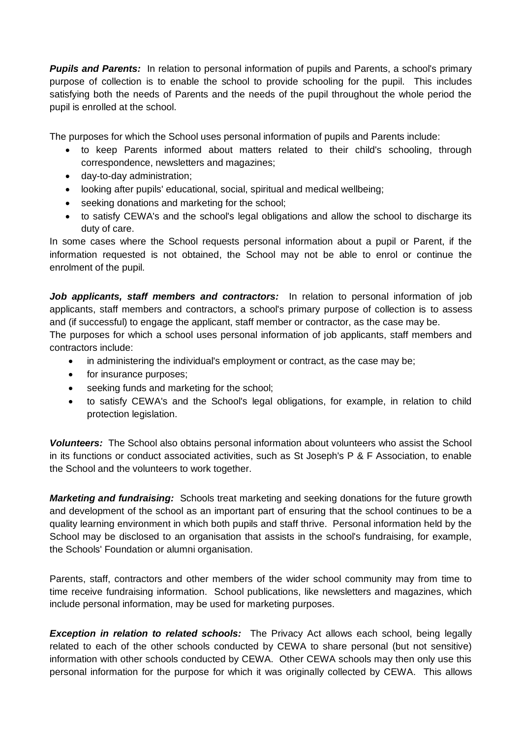***Pupils and Parents:*** In relation to personal information of pupils and Parents, a school's primary purpose of collection is to enable the school to provide schooling for the pupil. This includes satisfying both the needs of Parents and the needs of the pupil throughout the whole period the pupil is enrolled at the school.

The purposes for which the School uses personal information of pupils and Parents include:

- to keep Parents informed about matters related to their child's schooling, through correspondence, newsletters and magazines;
- day-to-day administration;
- looking after pupils' educational, social, spiritual and medical wellbeing;
- seeking donations and marketing for the school;
- to satisfy CEWA's and the school's legal obligations and allow the school to discharge its duty of care.

In some cases where the School requests personal information about a pupil or Parent, if the information requested is not obtained, the School may not be able to enrol or continue the enrolment of the pupil.

***Job applicants, staff members and contractors:*** In relation to personal information of job applicants, staff members and contractors, a school's primary purpose of collection is to assess and (if successful) to engage the applicant, staff member or contractor, as the case may be.
The purposes for which a school uses personal information of job applicants, staff members and contractors include:

- in administering the individual's employment or contract, as the case may be;
- for insurance purposes;
- seeking funds and marketing for the school;
- to satisfy CEWA's and the School's legal obligations, for example, in relation to child protection legislation.

***Volunteers:*** The School also obtains personal information about volunteers who assist the School in its functions or conduct associated activities, such as St Joseph's P & F Association, to enable the School and the volunteers to work together.

***Marketing and fundraising:*** Schools treat marketing and seeking donations for the future growth and development of the school as an important part of ensuring that the school continues to be a quality learning environment in which both pupils and staff thrive. Personal information held by the School may be disclosed to an organisation that assists in the school's fundraising, for example, the Schools' Foundation or alumni organisation.

Parents, staff, contractors and other members of the wider school community may from time to time receive fundraising information. School publications, like newsletters and magazines, which include personal information, may be used for marketing purposes.

***Exception in relation to related schools:*** The Privacy Act allows each school, being legally related to each of the other schools conducted by CEWA to share personal (but not sensitive) information with other schools conducted by CEWA. Other CEWA schools may then only use this personal information for the purpose for which it was originally collected by CEWA. This allows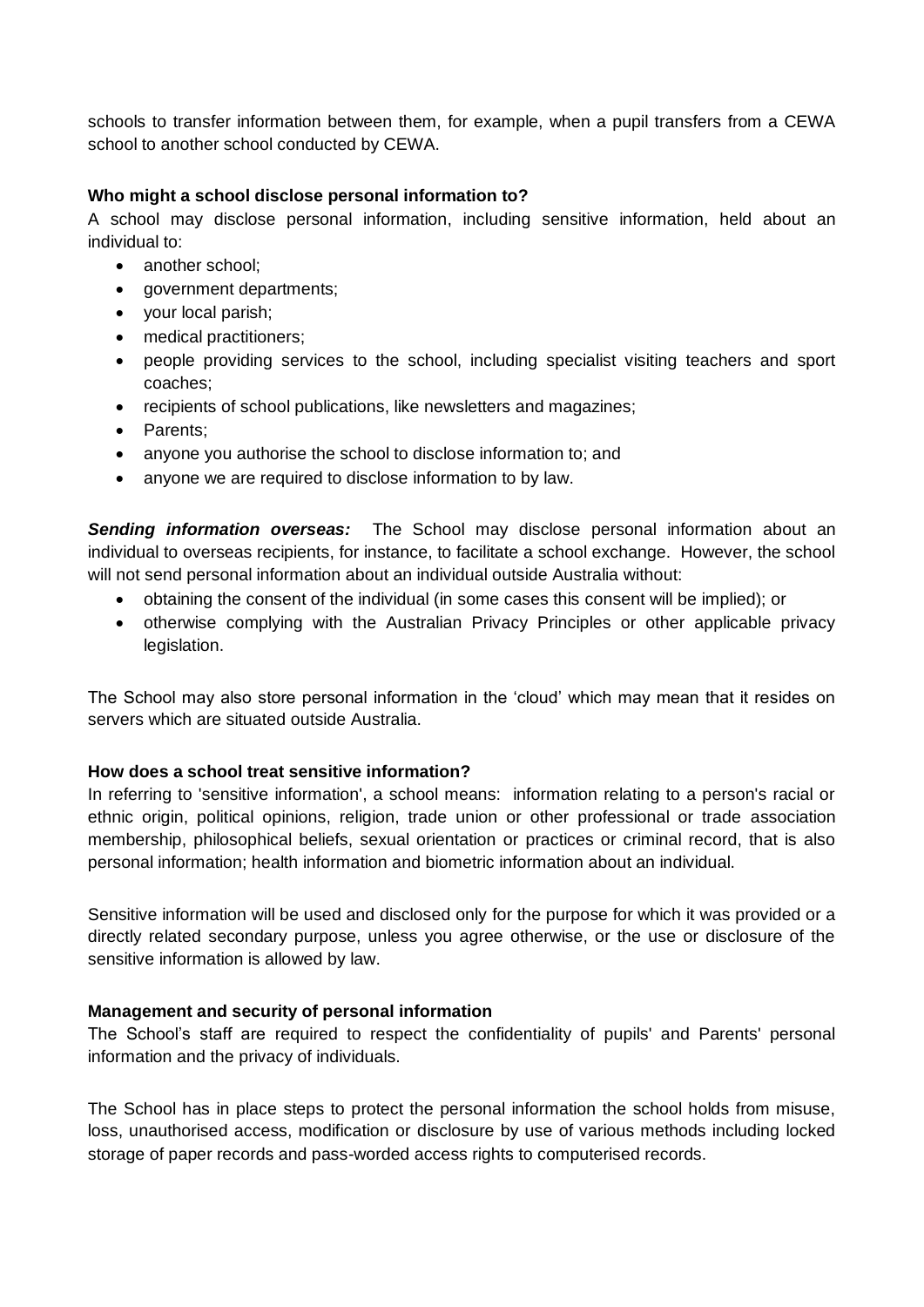schools to transfer information between them, for example, when a pupil transfers from a CEWA school to another school conducted by CEWA.

**Who might a school disclose personal information to?**

A school may disclose personal information, including sensitive information, held about an individual to:

- another school;
- government departments;
- your local parish;
- medical practitioners;
- people providing services to the school, including specialist visiting teachers and sport coaches;
- recipients of school publications, like newsletters and magazines;
- Parents;
- anyone you authorise the school to disclose information to; and
- anyone we are required to disclose information to by law.

***Sending information overseas:*** The School may disclose personal information about an individual to overseas recipients, for instance, to facilitate a school exchange. However, the school will not send personal information about an individual outside Australia without:

- obtaining the consent of the individual (in some cases this consent will be implied); or
- otherwise complying with the Australian Privacy Principles or other applicable privacy legislation.

The School may also store personal information in the 'cloud' which may mean that it resides on servers which are situated outside Australia.

**How does a school treat sensitive information?**

In referring to 'sensitive information', a school means: information relating to a person's racial or ethnic origin, political opinions, religion, trade union or other professional or trade association membership, philosophical beliefs, sexual orientation or practices or criminal record, that is also personal information; health information and biometric information about an individual.

Sensitive information will be used and disclosed only for the purpose for which it was provided or a directly related secondary purpose, unless you agree otherwise, or the use or disclosure of the sensitive information is allowed by law.

**Management and security of personal information**

The School's staff are required to respect the confidentiality of pupils' and Parents' personal information and the privacy of individuals.

The School has in place steps to protect the personal information the school holds from misuse, loss, unauthorised access, modification or disclosure by use of various methods including locked storage of paper records and pass-worded access rights to computerised records.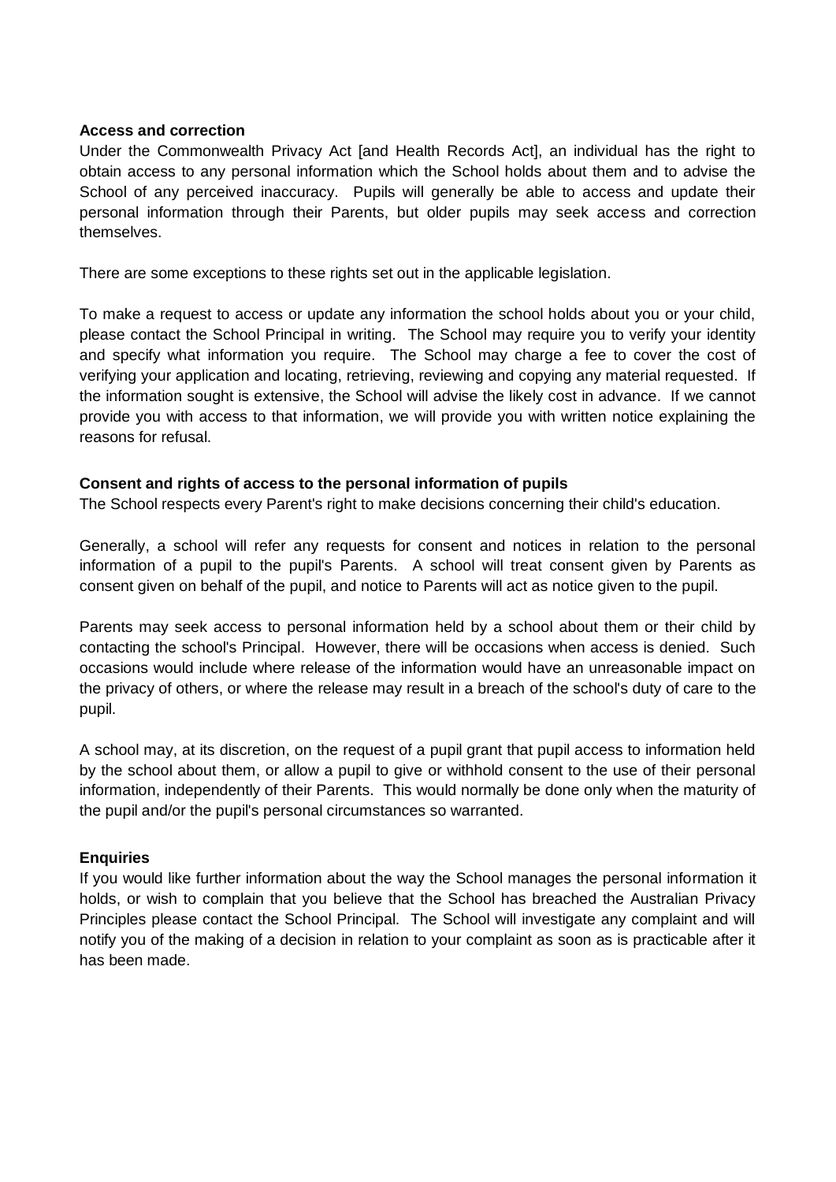**Access and correction**

Under the Commonwealth Privacy Act [and Health Records Act], an individual has the right to obtain access to any personal information which the School holds about them and to advise the School of any perceived inaccuracy. Pupils will generally be able to access and update their personal information through their Parents, but older pupils may seek access and correction themselves.

There are some exceptions to these rights set out in the applicable legislation.

To make a request to access or update any information the school holds about you or your child, please contact the School Principal in writing. The School may require you to verify your identity and specify what information you require. The School may charge a fee to cover the cost of verifying your application and locating, retrieving, reviewing and copying any material requested. If the information sought is extensive, the School will advise the likely cost in advance. If we cannot provide you with access to that information, we will provide you with written notice explaining the reasons for refusal.

**Consent and rights of access to the personal information of pupils**

The School respects every Parent's right to make decisions concerning their child's education.

Generally, a school will refer any requests for consent and notices in relation to the personal information of a pupil to the pupil's Parents. A school will treat consent given by Parents as consent given on behalf of the pupil, and notice to Parents will act as notice given to the pupil.

Parents may seek access to personal information held by a school about them or their child by contacting the school's Principal. However, there will be occasions when access is denied. Such occasions would include where release of the information would have an unreasonable impact on the privacy of others, or where the release may result in a breach of the school's duty of care to the pupil.

A school may, at its discretion, on the request of a pupil grant that pupil access to information held by the school about them, or allow a pupil to give or withhold consent to the use of their personal information, independently of their Parents. This would normally be done only when the maturity of the pupil and/or the pupil's personal circumstances so warranted.

**Enquiries**

If you would like further information about the way the School manages the personal information it holds, or wish to complain that you believe that the School has breached the Australian Privacy Principles please contact the School Principal. The School will investigate any complaint and will notify you of the making of a decision in relation to your complaint as soon as is practicable after it has been made.